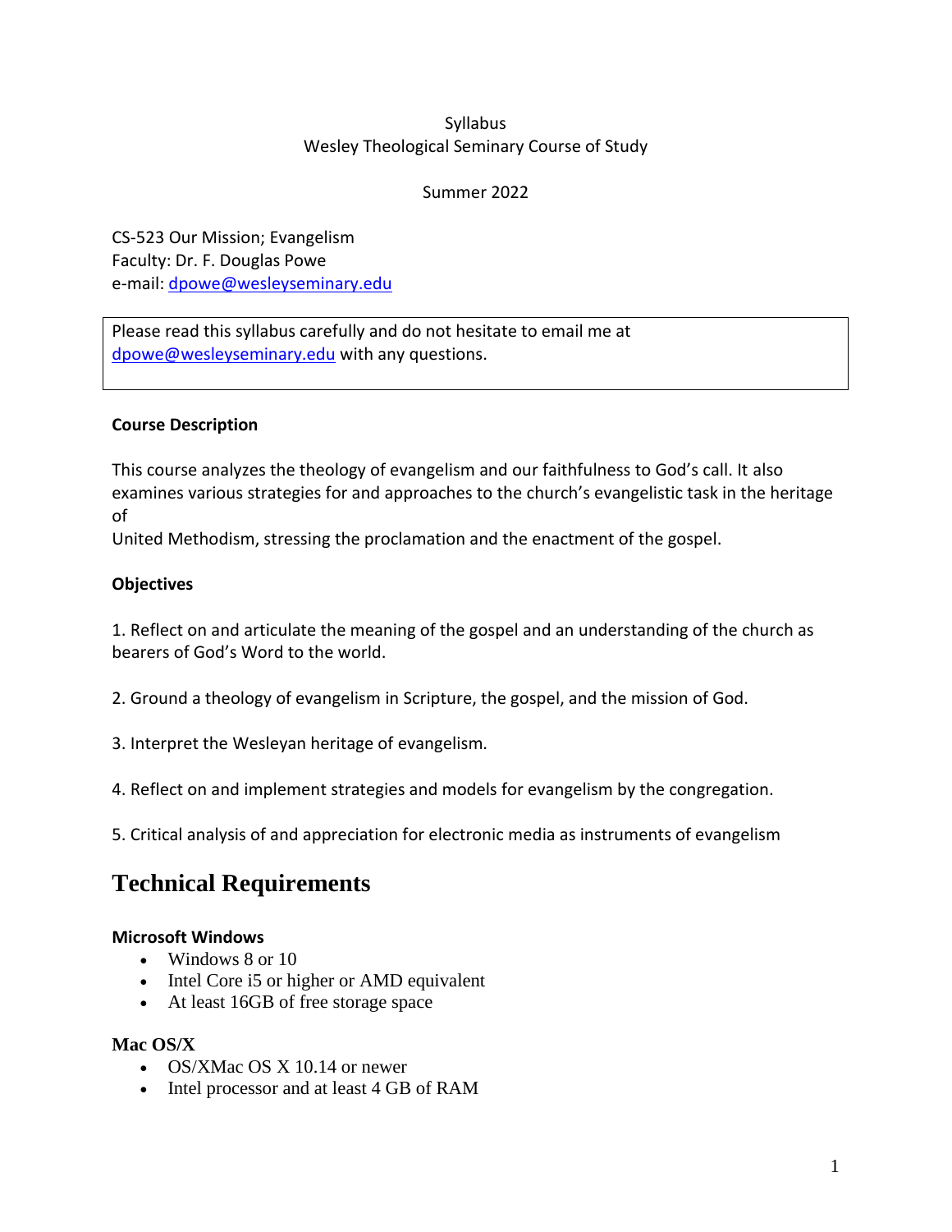Syllabus
Wesley Theological Seminary Course of Study

Summer 2022

CS-523 Our Mission; Evangelism
Faculty: Dr. F. Douglas Powe
e-mail: dpowe@wesleyseminary.edu

Please read this syllabus carefully and do not hesitate to email me at dpowe@wesleyseminary.edu with any questions.

**Course Description**

This course analyzes the theology of evangelism and our faithfulness to God's call. It also examines various strategies for and approaches to the church's evangelistic task in the heritage of
United Methodism, stressing the proclamation and the enactment of the gospel.

**Objectives**

1. Reflect on and articulate the meaning of the gospel and an understanding of the church as bearers of God's Word to the world.

2. Ground a theology of evangelism in Scripture, the gospel, and the mission of God.

3. Interpret the Wesleyan heritage of evangelism.

4. Reflect on and implement strategies and models for evangelism by the congregation.

5. Critical analysis of and appreciation for electronic media as instruments of evangelism

# Technical Requirements

**Microsoft Windows**

- Windows 8 or 10
- Intel Core i5 or higher or AMD equivalent
- At least 16GB of free storage space

**Mac OS/X**

- OS/XMac OS X 10.14 or newer
- Intel processor and at least 4 GB of RAM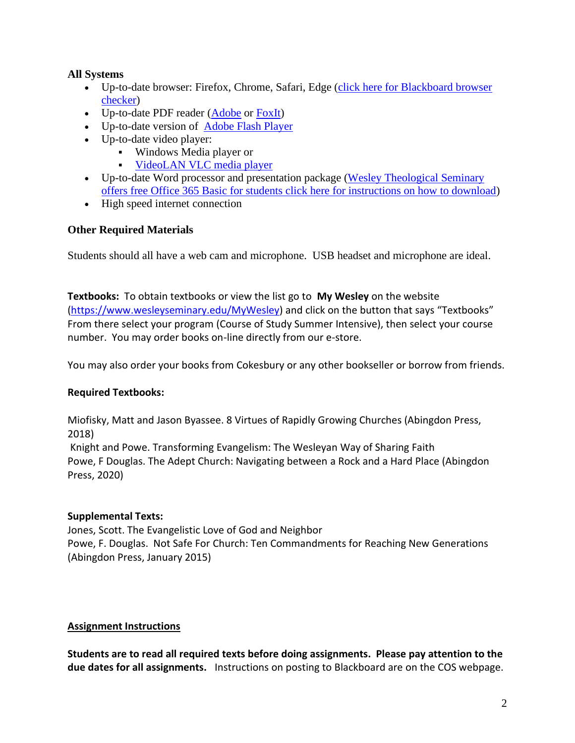**All Systems**

- Up-to-date browser: Firefox, Chrome, Safari, Edge (click here for Blackboard browser checker)
- Up-to-date PDF reader (Adobe or FoxIt)
- Up-to-date version of Adobe Flash Player
- Up-to-date video player:
  - Windows Media player or
  - VideoLAN VLC media player
- Up-to-date Word processor and presentation package (Wesley Theological Seminary offers free Office 365 Basic for students click here for instructions on how to download)
- High speed internet connection

**Other Required Materials**

Students should all have a web cam and microphone. USB headset and microphone are ideal.

**Textbooks:** To obtain textbooks or view the list go to **My Wesley** on the website (https://www.wesleyseminary.edu/MyWesley) and click on the button that says "Textbooks" From there select your program (Course of Study Summer Intensive), then select your course number. You may order books on-line directly from our e-store.

You may also order your books from Cokesbury or any other bookseller or borrow from friends.

**Required Textbooks:**

Miofisky, Matt and Jason Byassee. 8 Virtues of Rapidly Growing Churches (Abingdon Press, 2018)
Knight and Powe. Transforming Evangelism: The Wesleyan Way of Sharing Faith
Powe, F Douglas. The Adept Church: Navigating between a Rock and a Hard Place (Abingdon Press, 2020)

**Supplemental Texts:**
Jones, Scott. The Evangelistic Love of God and Neighbor
Powe, F. Douglas. Not Safe For Church: Ten Commandments for Reaching New Generations (Abingdon Press, January 2015)

**Assignment Instructions**

**Students are to read all required texts before doing assignments. Please pay attention to the due dates for all assignments.** Instructions on posting to Blackboard are on the COS webpage.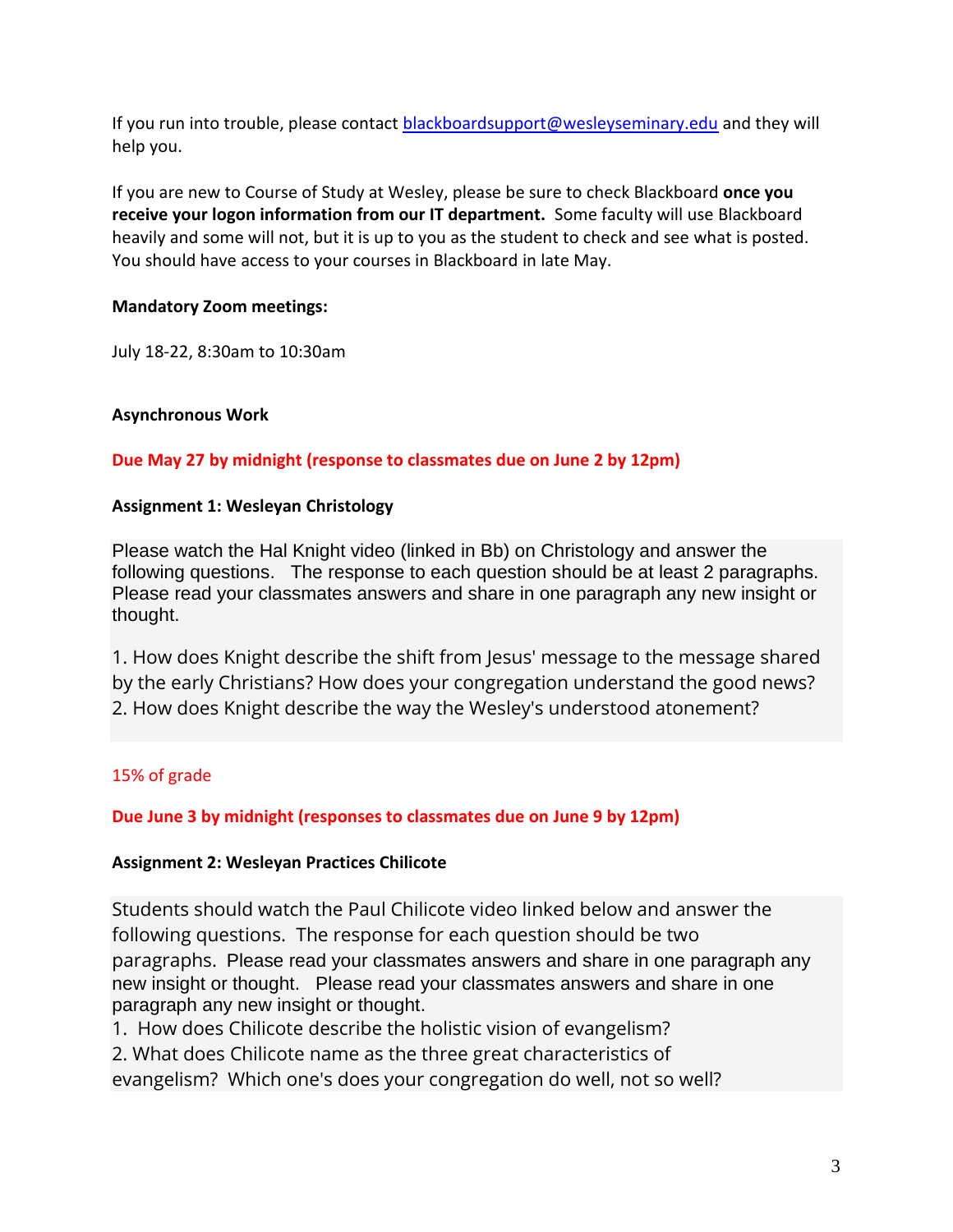If you run into trouble, please contact blackboardsupport@wesleyseminary.edu and they will help you.

If you are new to Course of Study at Wesley, please be sure to check Blackboard **once you receive your logon information from our IT department.** Some faculty will use Blackboard heavily and some will not, but it is up to you as the student to check and see what is posted. You should have access to your courses in Blackboard in late May.

**Mandatory Zoom meetings:**

July 18-22, 8:30am to 10:30am

**Asynchronous Work**

**Due May 27 by midnight (response to classmates due on June 2 by 12pm)**

**Assignment 1: Wesleyan Christology**

Please watch the Hal Knight video (linked in Bb) on Christology and answer the following questions. The response to each question should be at least 2 paragraphs. Please read your classmates answers and share in one paragraph any new insight or thought.

1. How does Knight describe the shift from Jesus' message to the message shared by the early Christians? How does your congregation understand the good news?
2. How does Knight describe the way the Wesley's understood atonement?

15% of grade

**Due June 3 by midnight (responses to classmates due on June 9 by 12pm)**

**Assignment 2: Wesleyan Practices Chilicote**

Students should watch the Paul Chilicote video linked below and answer the following questions. The response for each question should be two paragraphs. Please read your classmates answers and share in one paragraph any new insight or thought. Please read your classmates answers and share in one paragraph any new insight or thought.

1. How does Chilicote describe the holistic vision of evangelism?
2. What does Chilicote name as the three great characteristics of evangelism? Which one's does your congregation do well, not so well?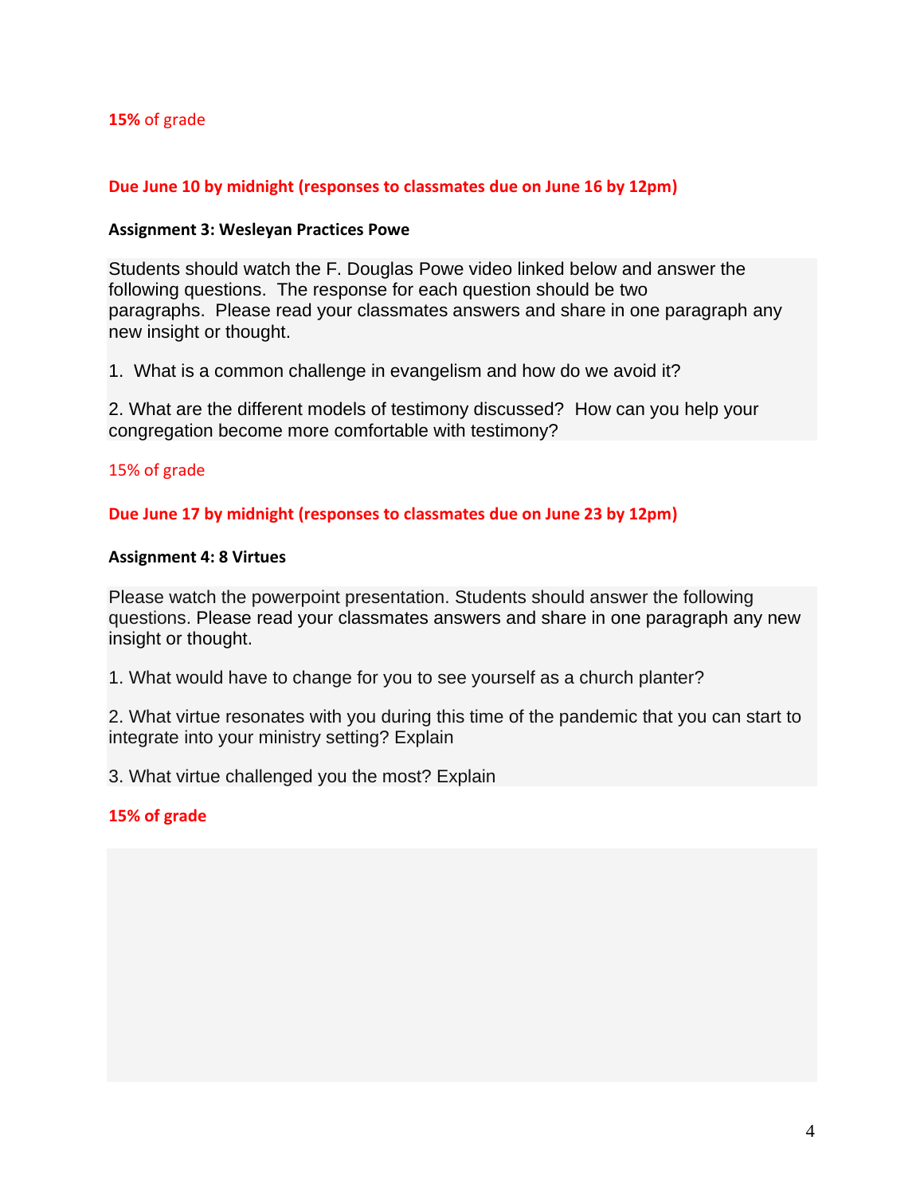**15%** of grade

**Due June 10 by midnight (responses to classmates due on June 16 by 12pm)**

**Assignment 3: Wesleyan Practices Powe**

Students should watch the F. Douglas Powe video linked below and answer the following questions. The response for each question should be two paragraphs. Please read your classmates answers and share in one paragraph any new insight or thought.

1. What is a common challenge in evangelism and how do we avoid it?

2. What are the different models of testimony discussed? How can you help your congregation become more comfortable with testimony?

15% of grade

**Due June 17 by midnight (responses to classmates due on June 23 by 12pm)**

**Assignment 4: 8 Virtues**

Please watch the powerpoint presentation. Students should answer the following questions. Please read your classmates answers and share in one paragraph any new insight or thought.

1. What would have to change for you to see yourself as a church planter?

2. What virtue resonates with you during this time of the pandemic that you can start to integrate into your ministry setting? Explain

3. What virtue challenged you the most? Explain

**15% of grade**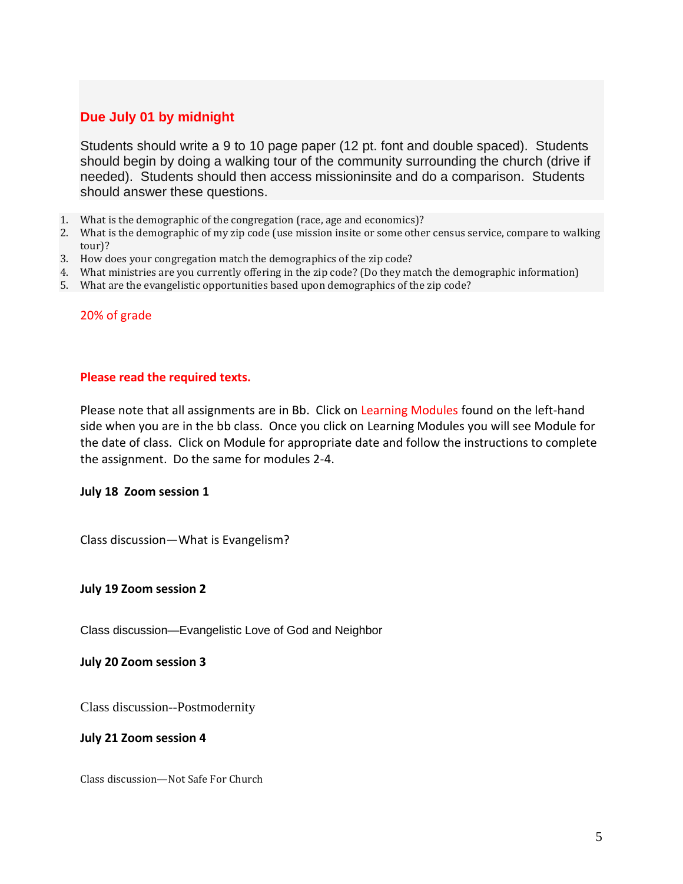**Due July 01 by midnight**

Students should write a 9 to 10 page paper (12 pt. font and double spaced). Students should begin by doing a walking tour of the community surrounding the church (drive if needed). Students should then access missioninsite and do a comparison. Students should answer these questions.

1. What is the demographic of the congregation (race, age and economics)?
2. What is the demographic of my zip code (use mission insite or some other census service, compare to walking tour)?
3. How does your congregation match the demographics of the zip code?
4. What ministries are you currently offering in the zip code? (Do they match the demographic information)
5. What are the evangelistic opportunities based upon demographics of the zip code?

20% of grade

**Please read the required texts.**

Please note that all assignments are in Bb. Click on Learning Modules found on the left-hand side when you are in the bb class. Once you click on Learning Modules you will see Module for the date of class. Click on Module for appropriate date and follow the instructions to complete the assignment. Do the same for modules 2-4.

**July 18 Zoom session 1**

Class discussion—What is Evangelism?

**July 19 Zoom session 2**

Class discussion—Evangelistic Love of God and Neighbor

**July 20 Zoom session 3**

Class discussion--Postmodernity

**July 21 Zoom session 4**

Class discussion—Not Safe For Church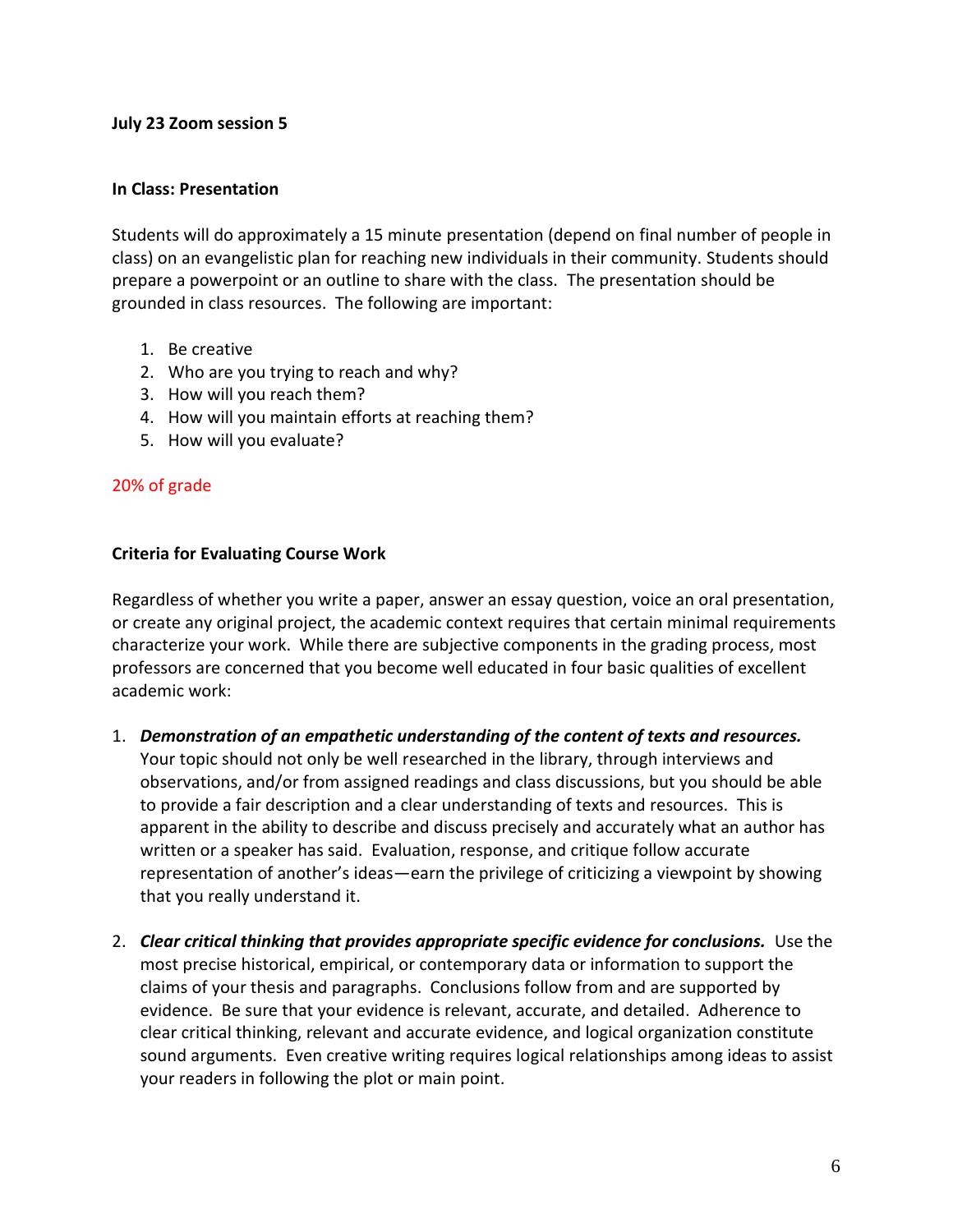**July 23 Zoom session 5**

**In Class: Presentation**

Students will do approximately a 15 minute presentation (depend on final number of people in class) on an evangelistic plan for reaching new individuals in their community. Students should prepare a powerpoint or an outline to share with the class. The presentation should be grounded in class resources. The following are important:

1. Be creative
2. Who are you trying to reach and why?
3. How will you reach them?
4. How will you maintain efforts at reaching them?
5. How will you evaluate?

20% of grade

**Criteria for Evaluating Course Work**

Regardless of whether you write a paper, answer an essay question, voice an oral presentation, or create any original project, the academic context requires that certain minimal requirements characterize your work. While there are subjective components in the grading process, most professors are concerned that you become well educated in four basic qualities of excellent academic work:

1. ***Demonstration of an empathetic understanding of the content of texts and resources.*** Your topic should not only be well researched in the library, through interviews and observations, and/or from assigned readings and class discussions, but you should be able to provide a fair description and a clear understanding of texts and resources. This is apparent in the ability to describe and discuss precisely and accurately what an author has written or a speaker has said. Evaluation, response, and critique follow accurate representation of another's ideas—earn the privilege of criticizing a viewpoint by showing that you really understand it.

2. ***Clear critical thinking that provides appropriate specific evidence for conclusions.*** Use the most precise historical, empirical, or contemporary data or information to support the claims of your thesis and paragraphs. Conclusions follow from and are supported by evidence. Be sure that your evidence is relevant, accurate, and detailed. Adherence to clear critical thinking, relevant and accurate evidence, and logical organization constitute sound arguments. Even creative writing requires logical relationships among ideas to assist your readers in following the plot or main point.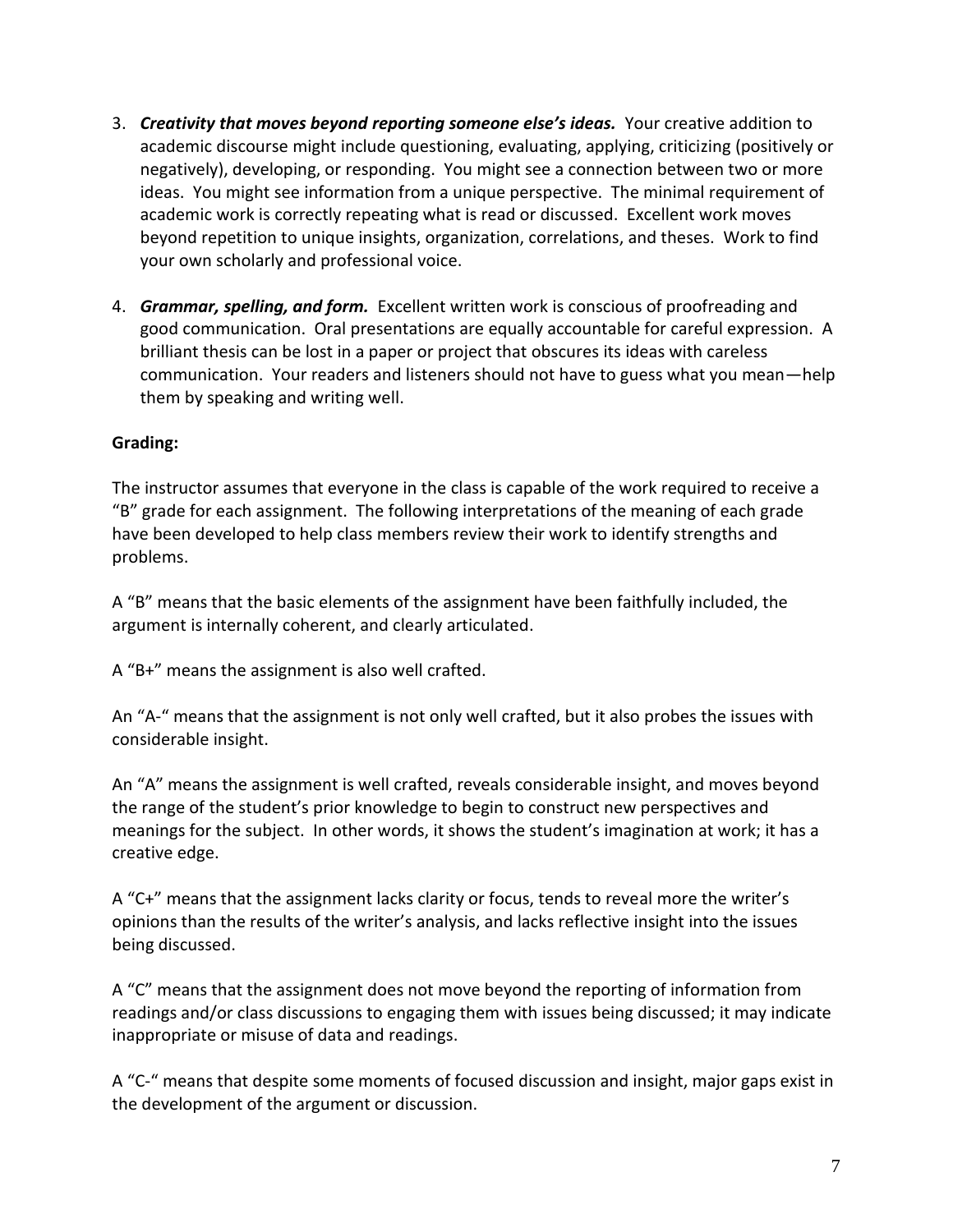3. ***Creativity that moves beyond reporting someone else's ideas.*** Your creative addition to academic discourse might include questioning, evaluating, applying, criticizing (positively or negatively), developing, or responding. You might see a connection between two or more ideas. You might see information from a unique perspective. The minimal requirement of academic work is correctly repeating what is read or discussed. Excellent work moves beyond repetition to unique insights, organization, correlations, and theses. Work to find your own scholarly and professional voice.

4. ***Grammar, spelling, and form.*** Excellent written work is conscious of proofreading and good communication. Oral presentations are equally accountable for careful expression. A brilliant thesis can be lost in a paper or project that obscures its ideas with careless communication. Your readers and listeners should not have to guess what you mean—help them by speaking and writing well.

**Grading:**

The instructor assumes that everyone in the class is capable of the work required to receive a "B" grade for each assignment. The following interpretations of the meaning of each grade have been developed to help class members review their work to identify strengths and problems.

A "B" means that the basic elements of the assignment have been faithfully included, the argument is internally coherent, and clearly articulated.

A "B+" means the assignment is also well crafted.

An "A-" means that the assignment is not only well crafted, but it also probes the issues with considerable insight.

An "A" means the assignment is well crafted, reveals considerable insight, and moves beyond the range of the student's prior knowledge to begin to construct new perspectives and meanings for the subject. In other words, it shows the student's imagination at work; it has a creative edge.

A "C+" means that the assignment lacks clarity or focus, tends to reveal more the writer's opinions than the results of the writer's analysis, and lacks reflective insight into the issues being discussed.

A "C" means that the assignment does not move beyond the reporting of information from readings and/or class discussions to engaging them with issues being discussed; it may indicate inappropriate or misuse of data and readings.

A "C-" means that despite some moments of focused discussion and insight, major gaps exist in the development of the argument or discussion.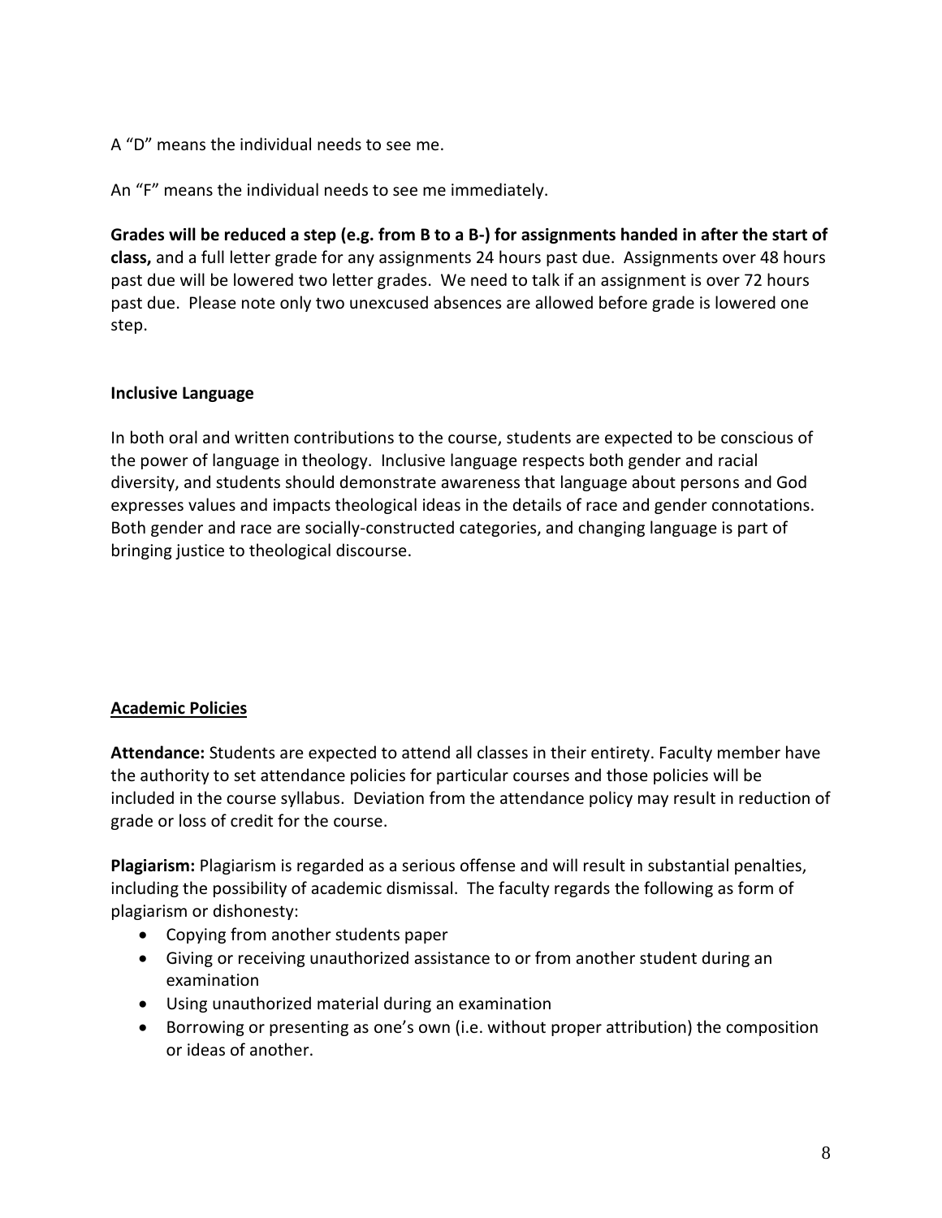A "D" means the individual needs to see me.

An "F" means the individual needs to see me immediately.

**Grades will be reduced a step (e.g. from B to a B-) for assignments handed in after the start of class,** and a full letter grade for any assignments 24 hours past due. Assignments over 48 hours past due will be lowered two letter grades. We need to talk if an assignment is over 72 hours past due. Please note only two unexcused absences are allowed before grade is lowered one step.

**Inclusive Language**

In both oral and written contributions to the course, students are expected to be conscious of the power of language in theology. Inclusive language respects both gender and racial diversity, and students should demonstrate awareness that language about persons and God expresses values and impacts theological ideas in the details of race and gender connotations. Both gender and race are socially-constructed categories, and changing language is part of bringing justice to theological discourse.

**Academic Policies**

**Attendance:** Students are expected to attend all classes in their entirety. Faculty member have the authority to set attendance policies for particular courses and those policies will be included in the course syllabus. Deviation from the attendance policy may result in reduction of grade or loss of credit for the course.

**Plagiarism:** Plagiarism is regarded as a serious offense and will result in substantial penalties, including the possibility of academic dismissal. The faculty regards the following as form of plagiarism or dishonesty:

- Copying from another students paper
- Giving or receiving unauthorized assistance to or from another student during an examination
- Using unauthorized material during an examination
- Borrowing or presenting as one's own (i.e. without proper attribution) the composition or ideas of another.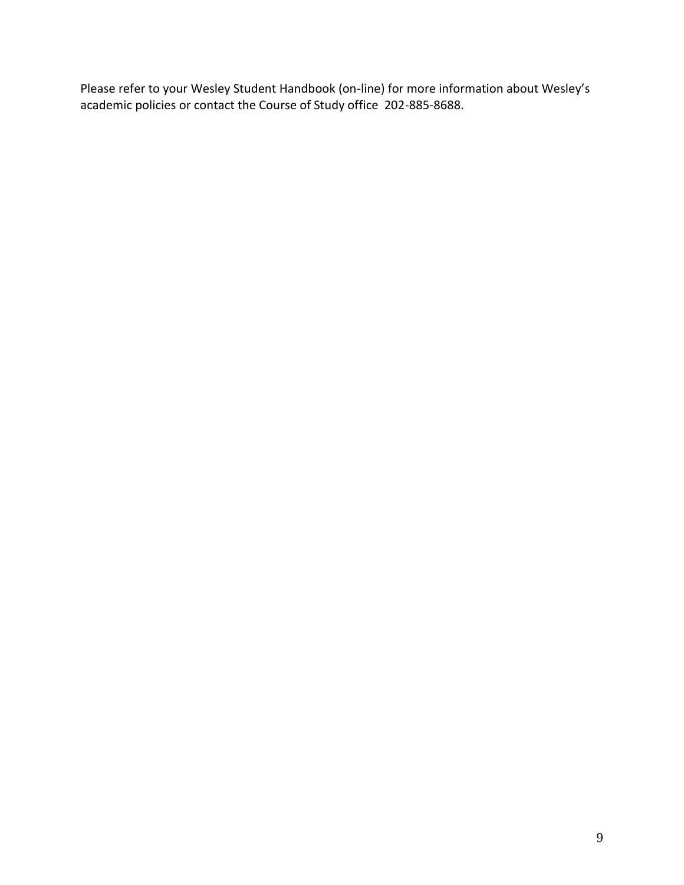Please refer to your Wesley Student Handbook (on-line) for more information about Wesley's academic policies or contact the Course of Study office 202-885-8688.